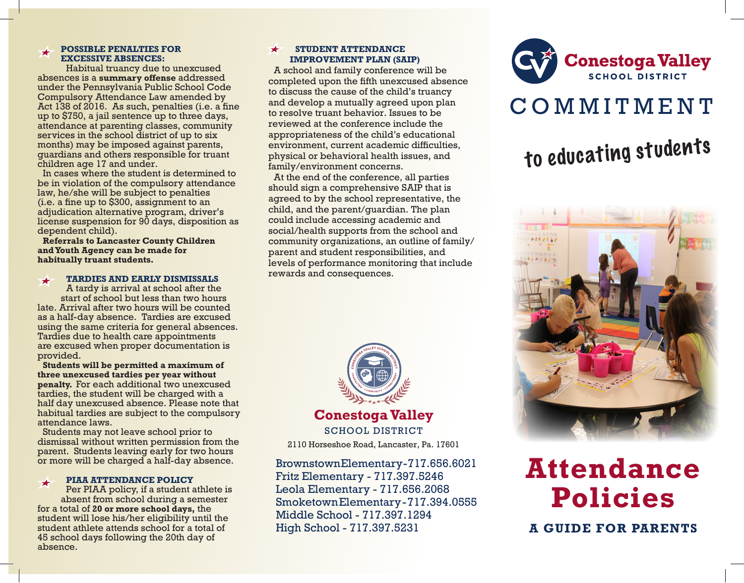### POSSIBLE PENALTIES FOR EXCESSIVE ABSENCES:

Habitual truancy due to unexcused absences is a **summary offense** addressed under the Pennsylvania Public School Code Compulsory Attendance Law amended by Act 138 of 2016. As such, penalties (i.e. a fine up to $750, a jail sentence up to three days, attendance at parenting classes, community services in the school district of up to six months) may be imposed against parents, guardians and others responsible for truant children age 17 and under.

In cases where the student is determined to be in violation of the compulsory attendance law, he/she will be subject to penalties (i.e. a fine up to $300, assignment to an adjudication alternative program, driver's license suspension for 90 days, disposition as dependent child).

**Referrals to Lancaster County Children and Youth Agency can be made for habitually truant students.**

### TARDIES AND EARLY DISMISSALS

A tardy is arrival at school after the start of school but less than two hours late. Arrival after two hours will be counted as a half-day absence. Tardies are excused using the same criteria for general absences. Tardies due to health care appointments are excused when proper documentation is provided.

**Students will be permitted a maximum of three unexcused tardies per year without penalty.** For each additional two unexcused tardies, the student will be charged with a half day unexcused absence. Please note that habitual tardies are subject to the compulsory attendance laws.

Students may not leave school prior to dismissal without written permission from the parent. Students leaving early for two hours or more will be charged a half-day absence.

### PIAA ATTENDANCE POLICY

Per PIAA policy, if a student athlete is absent from school during a semester for a total of **20 or more school days,** the student will lose his/her eligibility until the student athlete attends school for a total of 45 school days following the 20th day of absence.

### STUDENT ATTENDANCE IMPROVEMENT PLAN (SAIP)

A school and family conference will be completed upon the fifth unexcused absence to discuss the cause of the child's truancy and develop a mutually agreed upon plan to resolve truant behavior. Issues to be reviewed at the conference include the appropriateness of the child's educational environment, current academic difficulties, physical or behavioral health issues, and family/environment concerns.

At the end of the conference, all parties should sign a comprehensive SAIP that is agreed to by the school representative, the child, and the parent/guardian. The plan could include accessing academic and social/health supports from the school and community organizations, an outline of family/parent and student responsibilities, and levels of performance monitoring that include rewards and consequences.

**Conestoga Valley**
SCHOOL DISTRICT
2110 Horseshoe Road, Lancaster, Pa. 17601

Brownstown Elementary - 717.656.6021
Fritz Elementary - 717.397.5246
Leola Elementary - 717.656.2068
Smoketown Elementary - 717.394.0555
Middle School - 717.397.1294
High School - 717.397.5231

**Conestoga Valley**
SCHOOL DISTRICT

# COMMITMENT

## to educating students

# Attendance Policies

## A GUIDE FOR PARENTS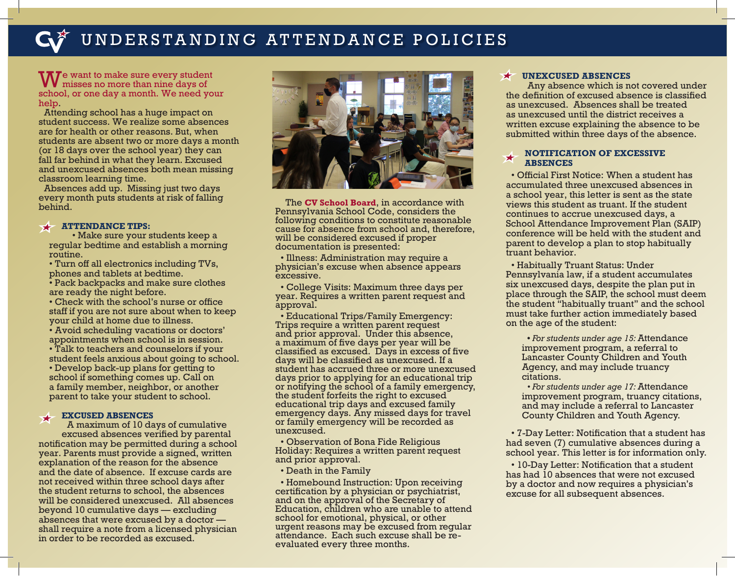# UNDERSTANDING ATTENDANCE POLICIES

**We want to make sure every student misses no more than nine days of school, or one day a month. We need your help.**

Attending school has a huge impact on student success. We realize some absences are for health or other reasons. But, when students are absent two or more days a month (or 18 days over the school year) they can fall far behind in what they learn. Excused and unexcused absences both mean missing classroom learning time.

Absences add up. Missing just two days every month puts students at risk of falling behind.

## ATTENDANCE TIPS:

- Make sure your students keep a regular bedtime and establish a morning routine.
- Turn off all electronics including TVs, phones and tablets at bedtime.
- Pack backpacks and make sure clothes are ready the night before.
- Check with the school's nurse or office staff if you are not sure about when to keep your child at home due to illness.
- Avoid scheduling vacations or doctors' appointments when school is in session.
- Talk to teachers and counselors if your student feels anxious about going to school.
- Develop back-up plans for getting to school if something comes up. Call on a family member, neighbor, or another parent to take your student to school.

## EXCUSED ABSENCES

A maximum of 10 days of cumulative excused absences verified by parental notification may be permitted during a school year. Parents must provide a signed, written explanation of the reason for the absence and the date of absence. If excuse cards are not received within three school days after the student returns to school, the absences will be considered unexcused. All absences beyond 10 cumulative days — excluding absences that were excused by a doctor — shall require a note from a licensed physician in order to be recorded as excused.

The **CV School Board**, in accordance with Pennsylvania School Code, considers the following conditions to constitute reasonable cause for absence from school and, therefore, will be considered excused if proper documentation is presented:

- Illness: Administration may require a physician's excuse when absence appears excessive.
- College Visits: Maximum three days per year. Requires a written parent request and approval.
- Educational Trips/Family Emergency: Trips require a written parent request and prior approval. Under this absence, a maximum of five days per year will be classified as excused. Days in excess of five days will be classified as unexcused. If a student has accrued three or more unexcused days prior to applying for an educational trip or notifying the school of a family emergency, the student forfeits the right to excused educational trip days and excused family emergency days. Any missed days for travel or family emergency will be recorded as unexcused.
- Observation of Bona Fide Religious Holiday: Requires a written parent request and prior approval.
- Death in the Family
- Homebound Instruction: Upon receiving certification by a physician or psychiatrist, and on the approval of the Secretary of Education, children who are unable to attend school for emotional, physical, or other urgent reasons may be excused from regular attendance. Each such excuse shall be re-evaluated every three months.

## UNEXCUSED ABSENCES

Any absence which is not covered under the definition of excused absence is classified as unexcused. Absences shall be treated as unexcused until the district receives a written excuse explaining the absence to be submitted within three days of the absence.

## NOTIFICATION OF EXCESSIVE ABSENCES

- Official First Notice: When a student has accumulated three unexcused absences in a school year, this letter is sent as the state views this student as truant. If the student continues to accrue unexcused days, a School Attendance Improvement Plan (SAIP) conference will be held with the student and parent to develop a plan to stop habitually truant behavior.
- Habitually Truant Status: Under Pennsylvania law, if a student accumulates six unexcused days, despite the plan put in place through the SAIP, the school must deem the student "habitually truant" and the school must take further action immediately based on the age of the student:
  - *For students under age 15:* Attendance improvement program, a referral to Lancaster County Children and Youth Agency, and may include truancy citations.
  - *For students under age 17:* Attendance improvement program, truancy citations, and may include a referral to Lancaster County Children and Youth Agency.
- 7-Day Letter: Notification that a student has had seven (7) cumulative absences during a school year. This letter is for information only.
- 10-Day Letter: Notification that a student has had 10 absences that were not excused by a doctor and now requires a physician's excuse for all subsequent absences.